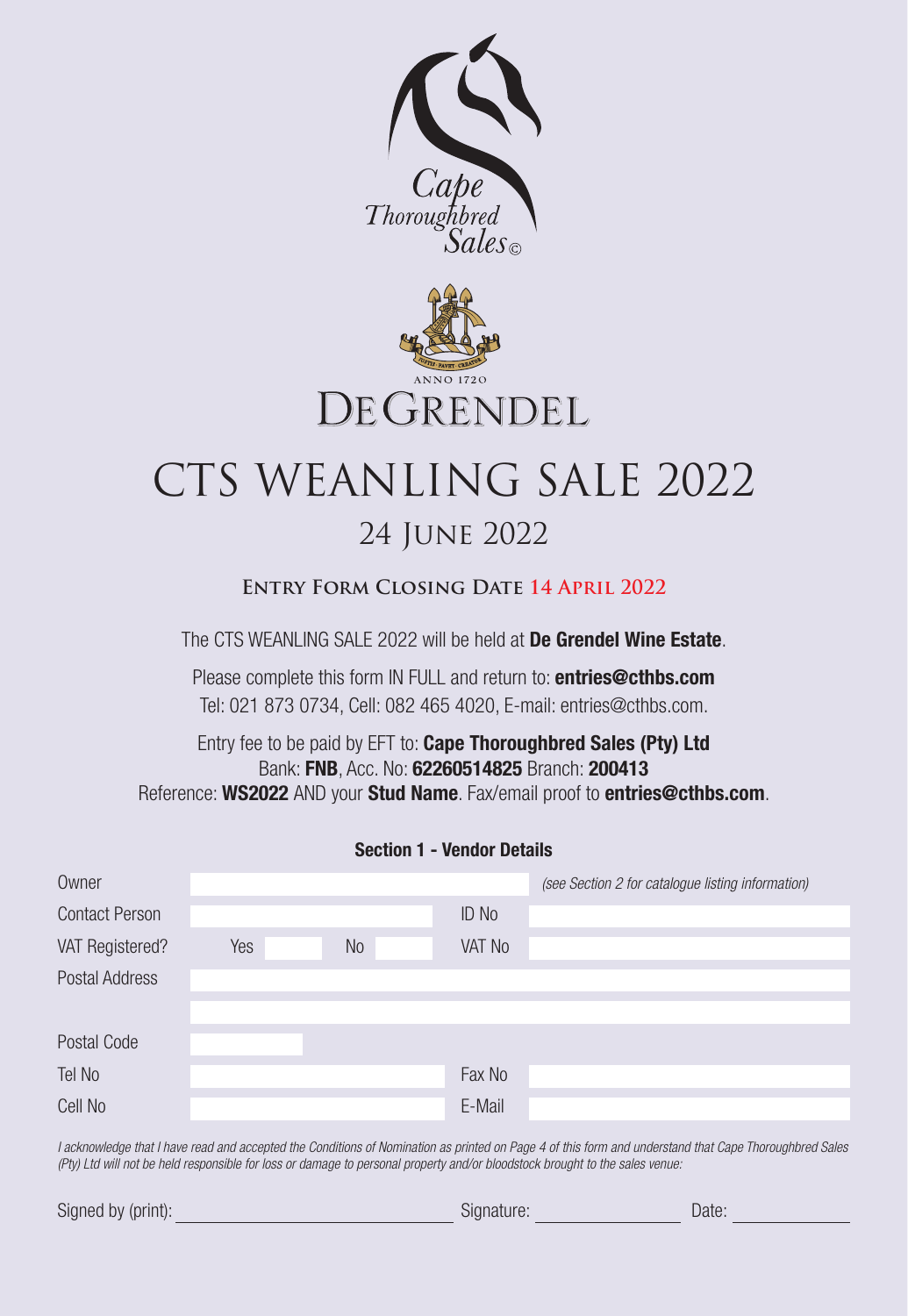Cape Thoroughbred Sales©

ANNO 1720

DE GRENDEL

# CTS WEANLING SALE 2022

## 24 June 2022

**Entry Form Closing Date 14 April 2022**

The CTS WEANLING SALE 2022 will be held at **De Grendel Wine Estate**.

Please complete this form IN FULL and return to: **entries@cthbs.com**
Tel: 021 873 0734, Cell: 082 465 4020, E-mail: entries@cthbs.com.

Entry fee to be paid by EFT to: **Cape Thoroughbred Sales (Pty) Ltd**
Bank: **FNB**, Acc. No: **62260514825** Branch: **200413**
Reference: **WS2022** AND your **Stud Name**. Fax/email proof to **entries@cthbs.com**.

### Section 1 - Vendor Details

| | | | | |
|---|---|---|---|---|
| Owner | | | | *(see Section 2 for catalogue listing information)* |
| Contact Person | | | ID No | |
| VAT Registered? | Yes | No | VAT No | |
| Postal Address | | | | |
| | | | | |
| Postal Code | | | | |
| Tel No | | | Fax No | |
| Cell No | | | E-Mail | |

*I acknowledge that I have read and accepted the Conditions of Nomination as printed on Page 4 of this form and understand that Cape Thoroughbred Sales (Pty) Ltd will not be held responsible for loss or damage to personal property and/or bloodstock brought to the sales venue:*

Signed by (print): ____________________ Signature: ____________ Date: __________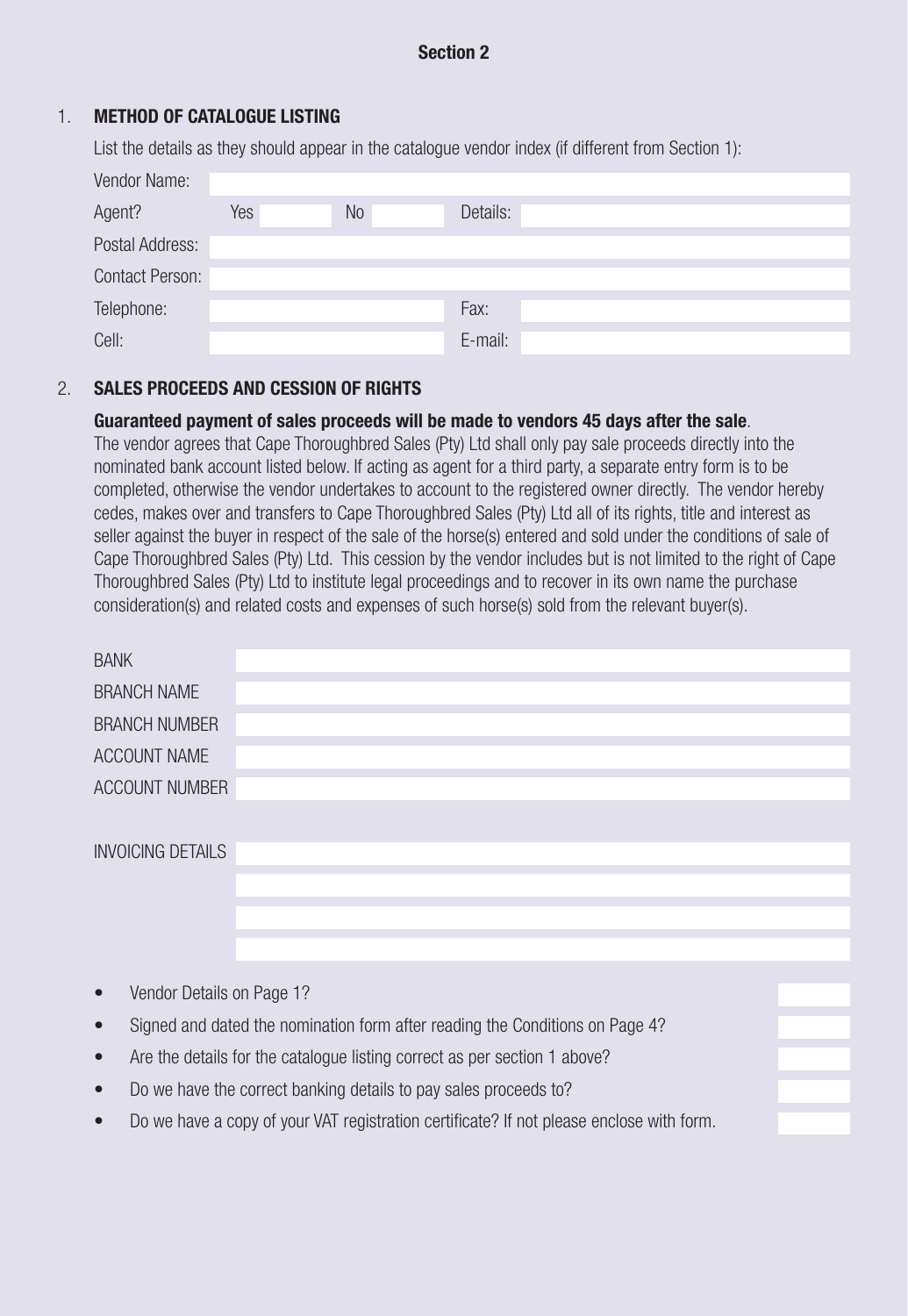## Section 2

### 1. METHOD OF CATALOGUE LISTING

List the details as they should appear in the catalogue vendor index (if different from Section 1):

| | | | | |
|---|---|---|---|---|
| Vendor Name: | | | | |
| Agent? | Yes | No | Details: | |
| Postal Address: | | | | |
| Contact Person: | | | | |
| Telephone: | | | Fax: | |
| Cell: | | | E-mail: | |

### 2. SALES PROCEEDS AND CESSION OF RIGHTS

**Guaranteed payment of sales proceeds will be made to vendors 45 days after the sale**.
The vendor agrees that Cape Thoroughbred Sales (Pty) Ltd shall only pay sale proceeds directly into the nominated bank account listed below. If acting as agent for a third party, a separate entry form is to be completed, otherwise the vendor undertakes to account to the registered owner directly. The vendor hereby cedes, makes over and transfers to Cape Thoroughbred Sales (Pty) Ltd all of its rights, title and interest as seller against the buyer in respect of the sale of the horse(s) entered and sold under the conditions of sale of Cape Thoroughbred Sales (Pty) Ltd. This cession by the vendor includes but is not limited to the right of Cape Thoroughbred Sales (Pty) Ltd to institute legal proceedings and to recover in its own name the purchase consideration(s) and related costs and expenses of such horse(s) sold from the relevant buyer(s).

| | |
|---|---|
| BANK | |
| BRANCH NAME | |
| BRANCH NUMBER | |
| ACCOUNT NAME | |
| ACCOUNT NUMBER | |

| | |
|---|---|
| INVOICING DETAILS | |
| | |
| | |
| | |

- Vendor Details on Page 1?
- Signed and dated the nomination form after reading the Conditions on Page 4?
- Are the details for the catalogue listing correct as per section 1 above?
- Do we have the correct banking details to pay sales proceeds to?
- Do we have a copy of your VAT registration certificate? If not please enclose with form.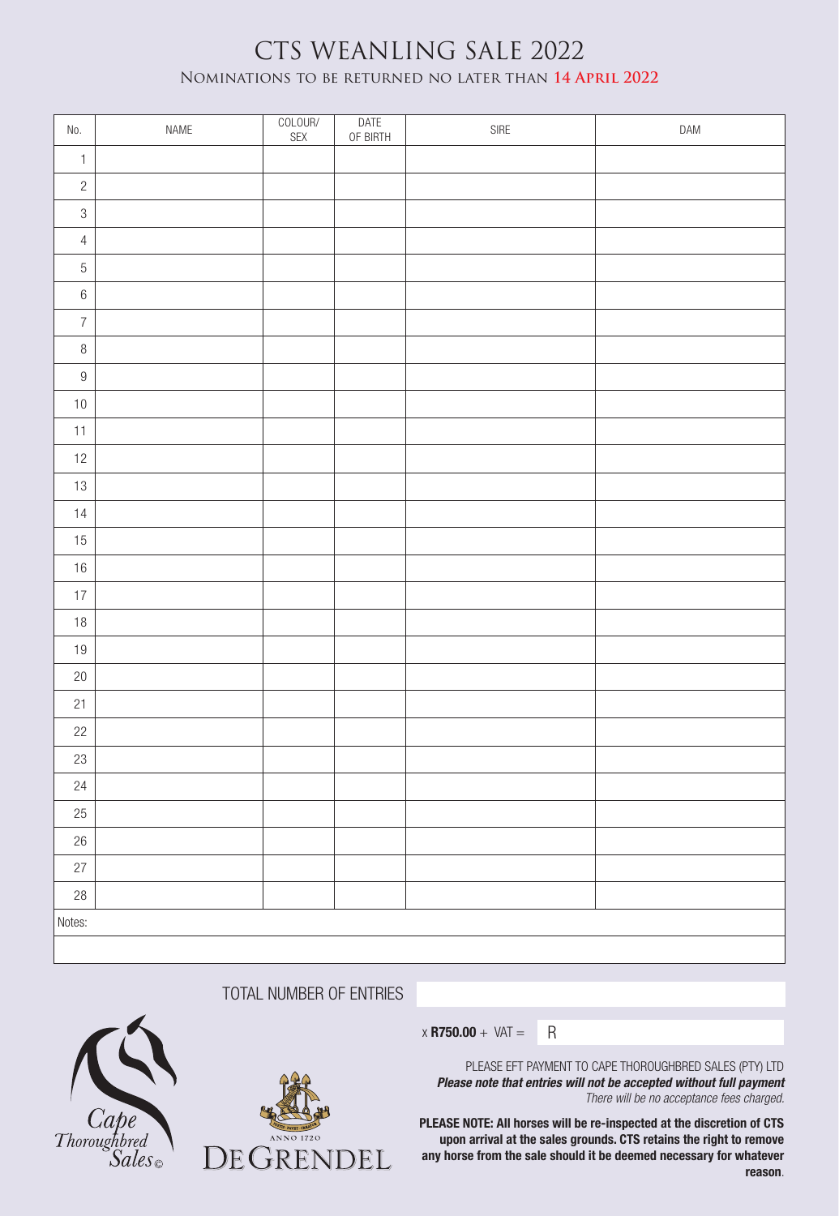# CTS WEANLING SALE 2022

## Nominations to be returned no later than **14 April 2022**

| No. | NAME | COLOUR/ SEX | DATE OF BIRTH | SIRE | DAM |
|---|---|---|---|---|---|
| 1 | | | | | |
| 2 | | | | | |
| 3 | | | | | |
| 4 | | | | | |
| 5 | | | | | |
| 6 | | | | | |
| 7 | | | | | |
| 8 | | | | | |
| 9 | | | | | |
| 10 | | | | | |
| 11 | | | | | |
| 12 | | | | | |
| 13 | | | | | |
| 14 | | | | | |
| 15 | | | | | |
| 16 | | | | | |
| 17 | | | | | |
| 18 | | | | | |
| 19 | | | | | |
| 20 | | | | | |
| 21 | | | | | |
| 22 | | | | | |
| 23 | | | | | |
| 24 | | | | | |
| 25 | | | | | |
| 26 | | | | | |
| 27 | | | | | |
| 28 | | | | | |

Notes:

TOTAL NUMBER OF ENTRIES

x **R750.00** + VAT = R

Cape Thoroughbred Sales ©

ANNO 1720

DE GRENDEL

PLEASE EFT PAYMENT TO CAPE THOROUGHBRED SALES (PTY) LTD

***Please note that entries will not be accepted without full payment***

*There will be no acceptance fees charged.*

**PLEASE NOTE: All horses will be re-inspected at the discretion of CTS upon arrival at the sales grounds. CTS retains the right to remove any horse from the sale should it be deemed necessary for whatever reason**.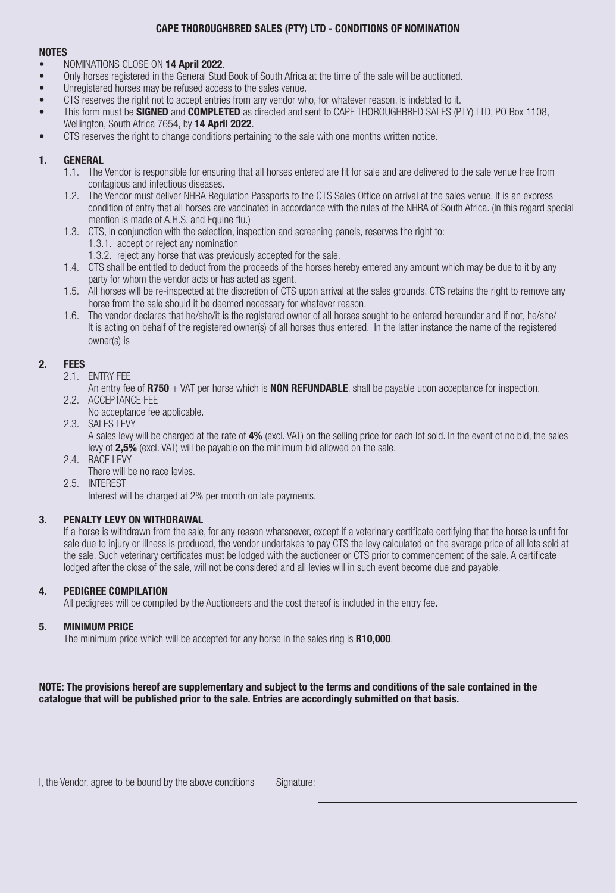# CAPE THOROUGHBRED SALES (PTY) LTD - CONDITIONS OF NOMINATION

## NOTES

- NOMINATIONS CLOSE ON **14 April 2022**.
- Only horses registered in the General Stud Book of South Africa at the time of the sale will be auctioned.
- Unregistered horses may be refused access to the sales venue.
- CTS reserves the right not to accept entries from any vendor who, for whatever reason, is indebted to it.
- This form must be **SIGNED** and **COMPLETED** as directed and sent to CAPE THOROUGHBRED SALES (PTY) LTD, PO Box 1108, Wellington, South Africa 7654, by **14 April 2022**.
- CTS reserves the right to change conditions pertaining to the sale with one months written notice.

## 1. GENERAL

1.1. The Vendor is responsible for ensuring that all horses entered are fit for sale and are delivered to the sale venue free from contagious and infectious diseases.

1.2. The Vendor must deliver NHRA Regulation Passports to the CTS Sales Office on arrival at the sales venue. It is an express condition of entry that all horses are vaccinated in accordance with the rules of the NHRA of South Africa. (In this regard special mention is made of A.H.S. and Equine flu.)

1.3. CTS, in conjunction with the selection, inspection and screening panels, reserves the right to:

1.3.1. accept or reject any nomination

1.3.2. reject any horse that was previously accepted for the sale.

1.4. CTS shall be entitled to deduct from the proceeds of the horses hereby entered any amount which may be due to it by any party for whom the vendor acts or has acted as agent.

1.5. All horses will be re-inspected at the discretion of CTS upon arrival at the sales grounds. CTS retains the right to remove any horse from the sale should it be deemed necessary for whatever reason.

1.6. The vendor declares that he/she/it is the registered owner of all horses sought to be entered hereunder and if not, he/she/ It is acting on behalf of the registered owner(s) of all horses thus entered. In the latter instance the name of the registered owner(s) is

______________________________________________

## 2. FEES

2.1. ENTRY FEE

An entry fee of **R750** + VAT per horse which is **NON REFUNDABLE**, shall be payable upon acceptance for inspection.

2.2. ACCEPTANCE FEE

No acceptance fee applicable.

2.3. SALES LEVY

A sales levy will be charged at the rate of **4%** (excl. VAT) on the selling price for each lot sold. In the event of no bid, the sales levy of **2,5%** (excl. VAT) will be payable on the minimum bid allowed on the sale.

2.4. RACE LEVY

There will be no race levies.

2.5. INTEREST

Interest will be charged at 2% per month on late payments.

## 3. PENALTY LEVY ON WITHDRAWAL

If a horse is withdrawn from the sale, for any reason whatsoever, except if a veterinary certificate certifying that the horse is unfit for sale due to injury or illness is produced, the vendor undertakes to pay CTS the levy calculated on the average price of all lots sold at the sale. Such veterinary certificates must be lodged with the auctioneer or CTS prior to commencement of the sale. A certificate lodged after the close of the sale, will not be considered and all levies will in such event become due and payable.

## 4. PEDIGREE COMPILATION

All pedigrees will be compiled by the Auctioneers and the cost thereof is included in the entry fee.

## 5. MINIMUM PRICE

The minimum price which will be accepted for any horse in the sales ring is **R10,000**.

**NOTE: The provisions hereof are supplementary and subject to the terms and conditions of the sale contained in the catalogue that will be published prior to the sale. Entries are accordingly submitted on that basis.**

I, the Vendor, agree to be bound by the above conditions Signature: ______________________________________________